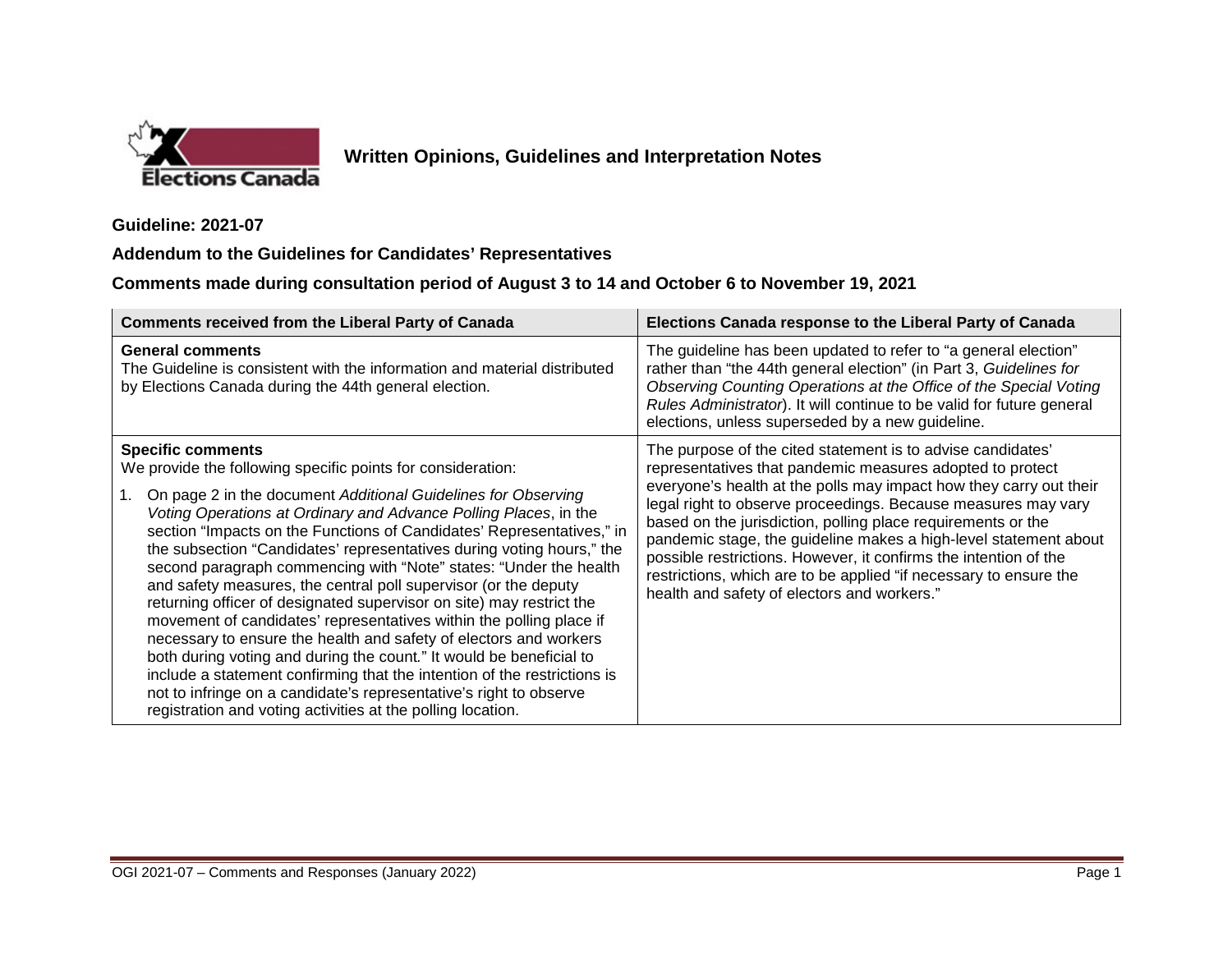**Written Opinions, Guidelines and Interpretation Notes**

**Guideline: 2021-07**

**Addendum to the Guidelines for Candidates' Representatives**

**Comments made during consultation period of August 3 to 14 and October 6 to November 19, 2021**

| Comments received from the Liberal Party of Canada | Elections Canada response to the Liberal Party of Canada |
|---|---|
| **General comments**<br>The Guideline is consistent with the information and material distributed by Elections Canada during the 44th general election. | The guideline has been updated to refer to "a general election" rather than "the 44th general election" (in Part 3, *Guidelines for Observing Counting Operations at the Office of the Special Voting Rules Administrator*). It will continue to be valid for future general elections, unless superseded by a new guideline. |
| **Specific comments**<br>We provide the following specific points for consideration:<br>1. On page 2 in the document *Additional Guidelines for Observing Voting Operations at Ordinary and Advance Polling Places*, in the section "Impacts on the Functions of Candidates' Representatives," in the subsection "Candidates' representatives during voting hours," the second paragraph commencing with "Note" states: "Under the health and safety measures, the central poll supervisor (or the deputy returning officer of designated supervisor on site) may restrict the movement of candidates' representatives within the polling place if necessary to ensure the health and safety of electors and workers both during voting and during the count." It would be beneficial to include a statement confirming that the intention of the restrictions is not to infringe on a candidate's representative's right to observe registration and voting activities at the polling location. | The purpose of the cited statement is to advise candidates' representatives that pandemic measures adopted to protect everyone's health at the polls may impact how they carry out their legal right to observe proceedings. Because measures may vary based on the jurisdiction, polling place requirements or the pandemic stage, the guideline makes a high-level statement about possible restrictions. However, it confirms the intention of the restrictions, which are to be applied "if necessary to ensure the health and safety of electors and workers." |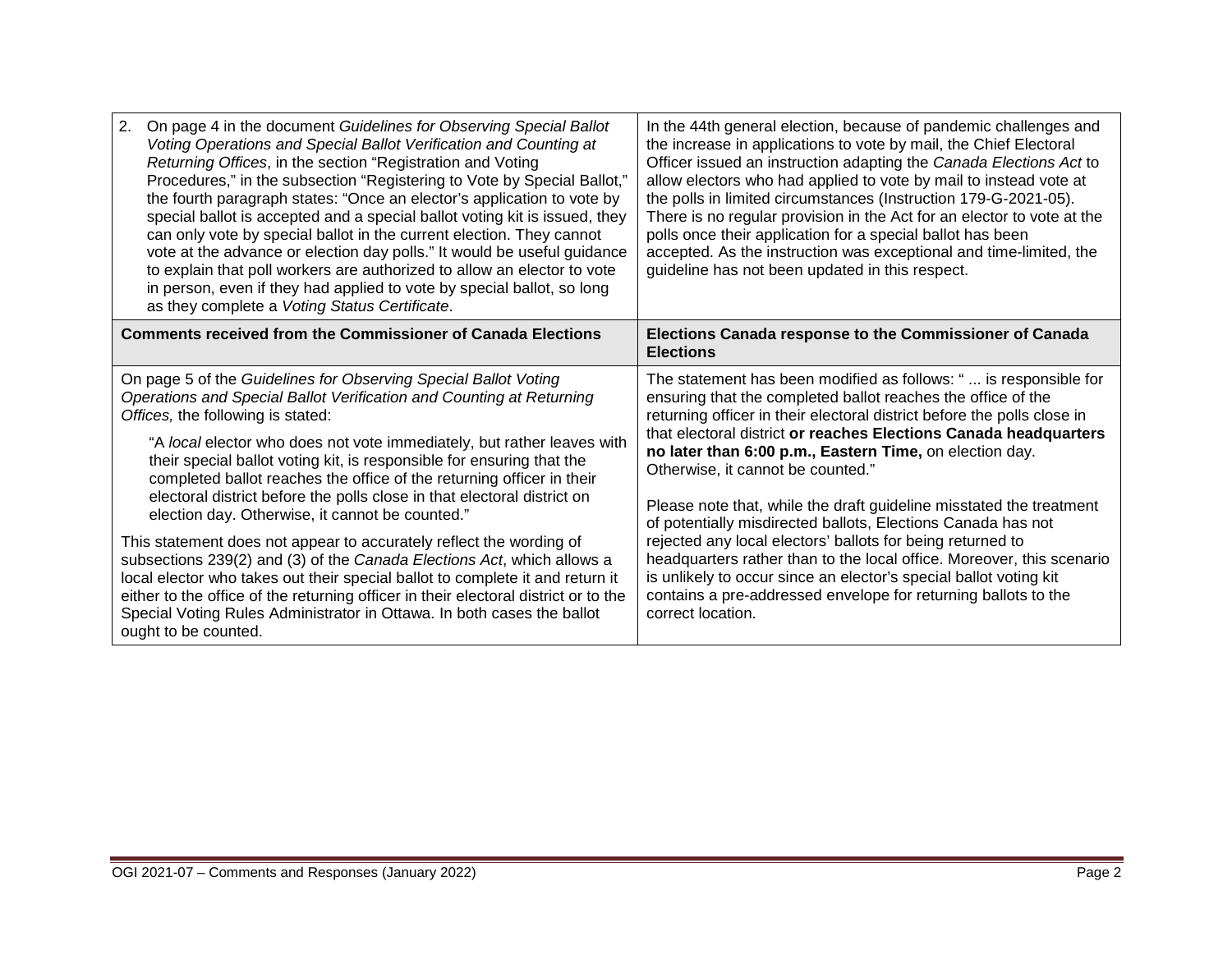| | |
|---|---|
| 2. On page 4 in the document *Guidelines for Observing Special Ballot Voting Operations and Special Ballot Verification and Counting at Returning Offices*, in the section "Registration and Voting Procedures," in the subsection "Registering to Vote by Special Ballot," the fourth paragraph states: "Once an elector's application to vote by special ballot is accepted and a special ballot voting kit is issued, they can only vote by special ballot in the current election. They cannot vote at the advance or election day polls." It would be useful guidance to explain that poll workers are authorized to allow an elector to vote in person, even if they had applied to vote by special ballot, so long as they complete a *Voting Status Certificate*. | In the 44th general election, because of pandemic challenges and the increase in applications to vote by mail, the Chief Electoral Officer issued an instruction adapting the *Canada Elections Act* to allow electors who had applied to vote by mail to instead vote at the polls in limited circumstances (Instruction 179-G-2021-05). There is no regular provision in the Act for an elector to vote at the polls once their application for a special ballot has been accepted. As the instruction was exceptional and time-limited, the guideline has not been updated in this respect. |
| **Comments received from the Commissioner of Canada Elections** | **Elections Canada response to the Commissioner of Canada Elections** |
| On page 5 of the *Guidelines for Observing Special Ballot Voting Operations and Special Ballot Verification and Counting at Returning Offices,* the following is stated:<br><br>"A *local* elector who does not vote immediately, but rather leaves with their special ballot voting kit, is responsible for ensuring that the completed ballot reaches the office of the returning officer in their electoral district before the polls close in that electoral district on election day. Otherwise, it cannot be counted."<br><br>This statement does not appear to accurately reflect the wording of subsections 239(2) and (3) of the *Canada Elections Act*, which allows a local elector who takes out their special ballot to complete it and return it either to the office of the returning officer in their electoral district or to the Special Voting Rules Administrator in Ottawa. In both cases the ballot ought to be counted. | The statement has been modified as follows: " ... is responsible for ensuring that the completed ballot reaches the office of the returning officer in their electoral district before the polls close in that electoral district **or reaches Elections Canada headquarters no later than 6:00 p.m., Eastern Time,** on election day. Otherwise, it cannot be counted."<br><br>Please note that, while the draft guideline misstated the treatment of potentially misdirected ballots, Elections Canada has not rejected any local electors' ballots for being returned to headquarters rather than to the local office. Moreover, this scenario is unlikely to occur since an elector's special ballot voting kit contains a pre-addressed envelope for returning ballots to the correct location. |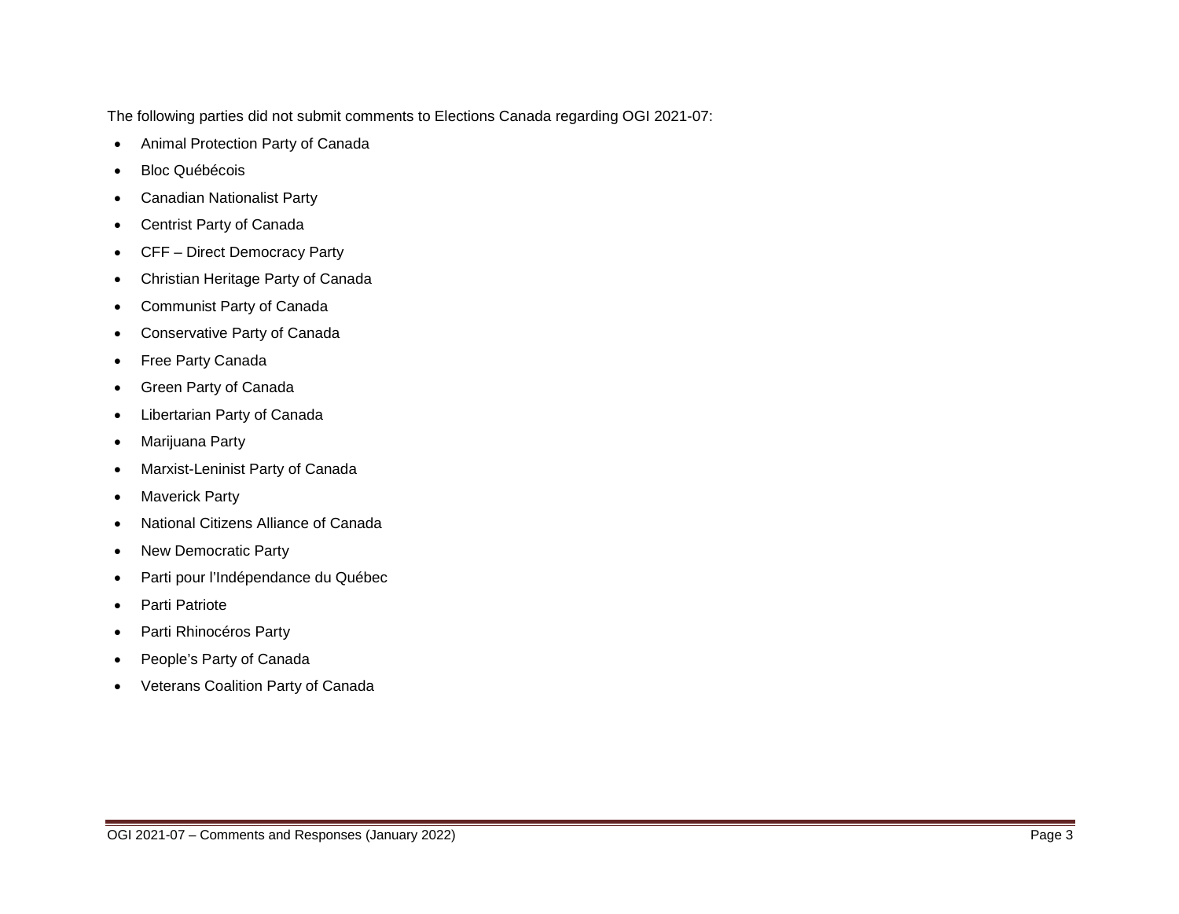The following parties did not submit comments to Elections Canada regarding OGI 2021-07:

- Animal Protection Party of Canada
- Bloc Québécois
- Canadian Nationalist Party
- Centrist Party of Canada
- CFF – Direct Democracy Party
- Christian Heritage Party of Canada
- Communist Party of Canada
- Conservative Party of Canada
- Free Party Canada
- Green Party of Canada
- Libertarian Party of Canada
- Marijuana Party
- Marxist-Leninist Party of Canada
- Maverick Party
- National Citizens Alliance of Canada
- New Democratic Party
- Parti pour l'Indépendance du Québec
- Parti Patriote
- Parti Rhinocéros Party
- People's Party of Canada
- Veterans Coalition Party of Canada